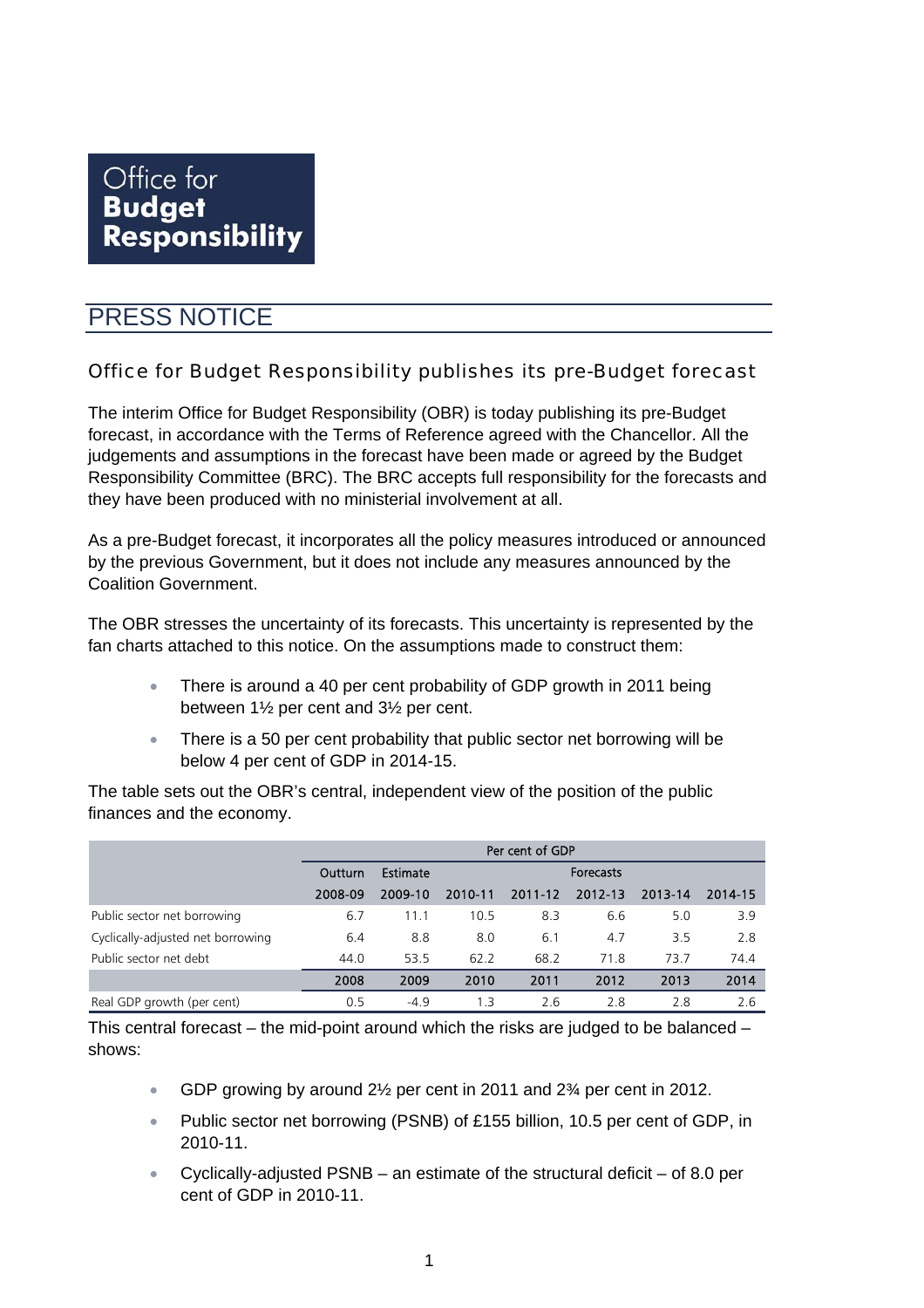Office for **Budget Responsibility**

# PRESS NOTICE

## Office for Budget Responsibility publishes its pre-Budget forecast

The interim Office for Budget Responsibility (OBR) is today publishing its pre-Budget forecast, in accordance with the Terms of Reference agreed with the Chancellor. All the judgements and assumptions in the forecast have been made or agreed by the Budget Responsibility Committee (BRC). The BRC accepts full responsibility for the forecasts and they have been produced with no ministerial involvement at all.

As a pre-Budget forecast, it incorporates all the policy measures introduced or announced by the previous Government, but it does not include any measures announced by the Coalition Government.

The OBR stresses the uncertainty of its forecasts. This uncertainty is represented by the fan charts attached to this notice. On the assumptions made to construct them:

- There is around a 40 per cent probability of GDP growth in 2011 being between 1½ per cent and 3½ per cent.
- There is a 50 per cent probability that public sector net borrowing will be below 4 per cent of GDP in 2014-15.

The table sets out the OBR's central, independent view of the position of the public finances and the economy.

| | Per cent of GDP | | | | | | |
|---|---|---|---|---|---|---|---|
| | Outturn | Estimate | Forecasts | | | | |
| | 2008-09 | 2009-10 | 2010-11 | 2011-12 | 2012-13 | 2013-14 | 2014-15 |
| Public sector net borrowing | 6.7 | 11.1 | 10.5 | 8.3 | 6.6 | 5.0 | 3.9 |
| Cyclically-adjusted net borrowing | 6.4 | 8.8 | 8.0 | 6.1 | 4.7 | 3.5 | 2.8 |
| Public sector net debt | 44.0 | 53.5 | 62.2 | 68.2 | 71.8 | 73.7 | 74.4 |
| | 2008 | 2009 | 2010 | 2011 | 2012 | 2013 | 2014 |
| Real GDP growth (per cent) | 0.5 | -4.9 | 1.3 | 2.6 | 2.8 | 2.8 | 2.6 |

This central forecast – the mid-point around which the risks are judged to be balanced – shows:

- GDP growing by around 2½ per cent in 2011 and 2¾ per cent in 2012.
- Public sector net borrowing (PSNB) of £155 billion, 10.5 per cent of GDP, in 2010-11.
- Cyclically-adjusted PSNB – an estimate of the structural deficit – of 8.0 per cent of GDP in 2010-11.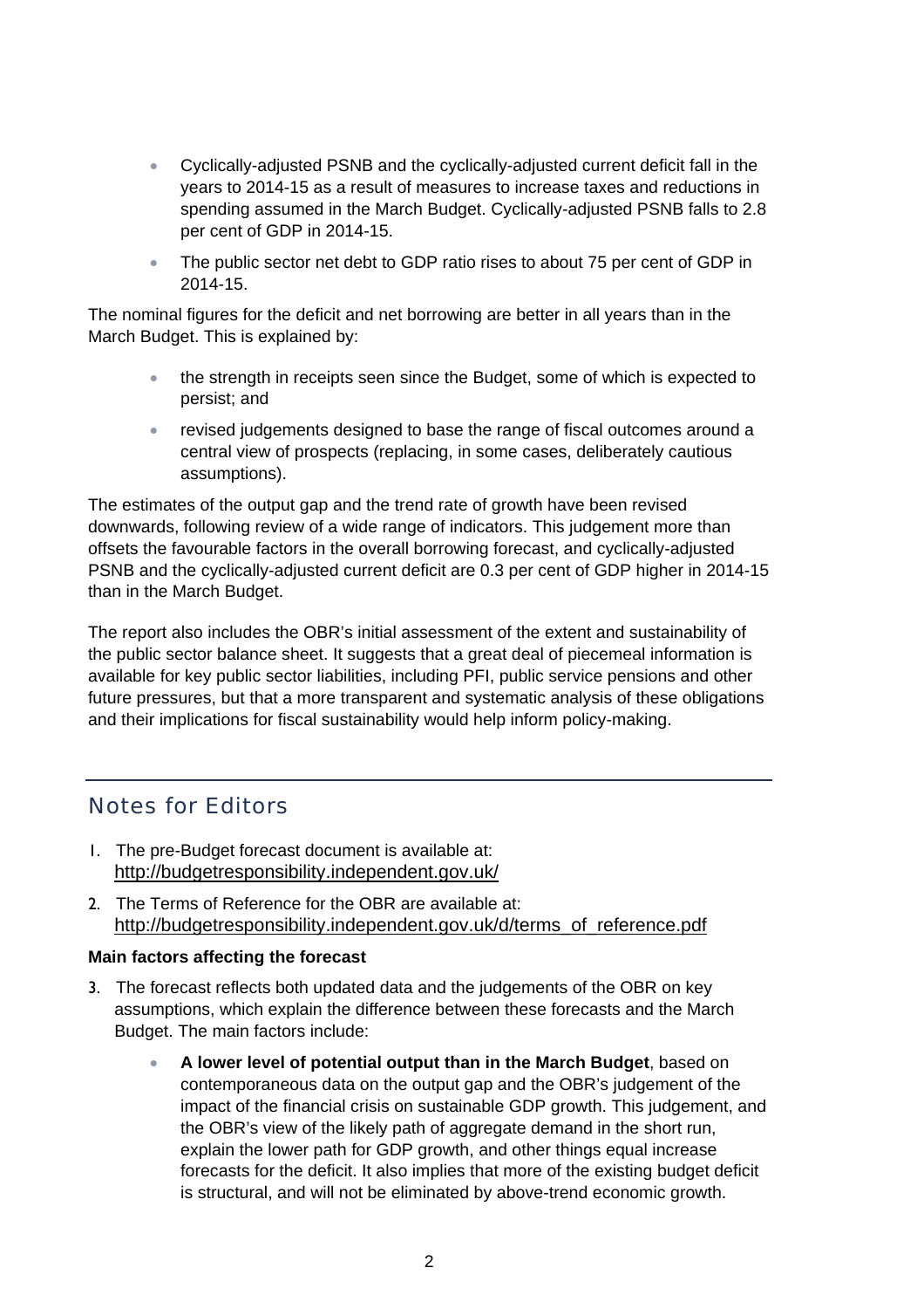- Cyclically-adjusted PSNB and the cyclically-adjusted current deficit fall in the years to 2014-15 as a result of measures to increase taxes and reductions in spending assumed in the March Budget. Cyclically-adjusted PSNB falls to 2.8 per cent of GDP in 2014-15.
- The public sector net debt to GDP ratio rises to about 75 per cent of GDP in 2014-15.

The nominal figures for the deficit and net borrowing are better in all years than in the March Budget. This is explained by:

- the strength in receipts seen since the Budget, some of which is expected to persist; and
- revised judgements designed to base the range of fiscal outcomes around a central view of prospects (replacing, in some cases, deliberately cautious assumptions).

The estimates of the output gap and the trend rate of growth have been revised downwards, following review of a wide range of indicators. This judgement more than offsets the favourable factors in the overall borrowing forecast, and cyclically-adjusted PSNB and the cyclically-adjusted current deficit are 0.3 per cent of GDP higher in 2014-15 than in the March Budget.

The report also includes the OBR's initial assessment of the extent and sustainability of the public sector balance sheet. It suggests that a great deal of piecemeal information is available for key public sector liabilities, including PFI, public service pensions and other future pressures, but that a more transparent and systematic analysis of these obligations and their implications for fiscal sustainability would help inform policy-making.

## Notes for Editors

1. The pre-Budget forecast document is available at: http://budgetresponsibility.independent.gov.uk/
2. The Terms of Reference for the OBR are available at: http://budgetresponsibility.independent.gov.uk/d/terms_of_reference.pdf

**Main factors affecting the forecast**

3. The forecast reflects both updated data and the judgements of the OBR on key assumptions, which explain the difference between these forecasts and the March Budget. The main factors include:

   - **A lower level of potential output than in the March Budget**, based on contemporaneous data on the output gap and the OBR's judgement of the impact of the financial crisis on sustainable GDP growth. This judgement, and the OBR's view of the likely path of aggregate demand in the short run, explain the lower path for GDP growth, and other things equal increase forecasts for the deficit. It also implies that more of the existing budget deficit is structural, and will not be eliminated by above-trend economic growth.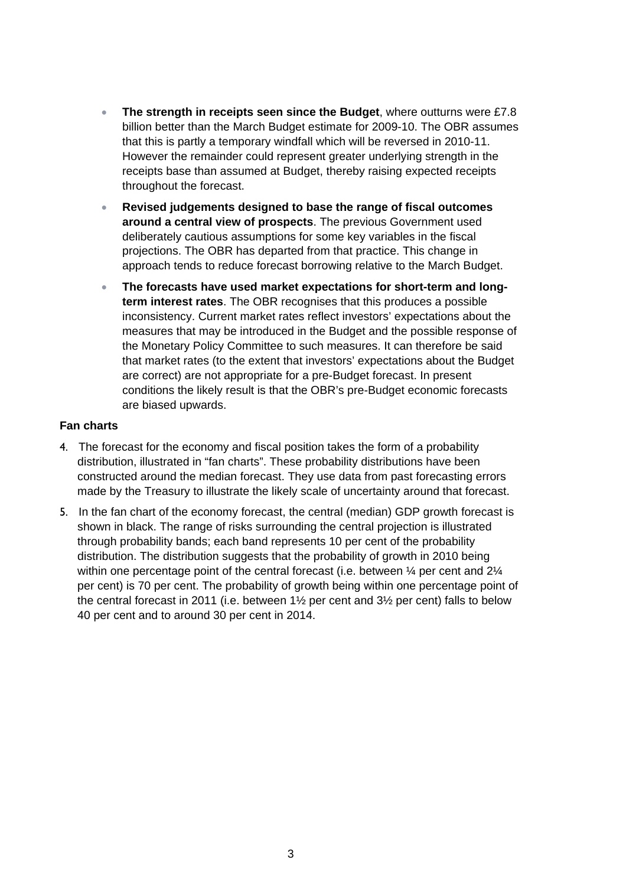- **The strength in receipts seen since the Budget**, where outturns were £7.8 billion better than the March Budget estimate for 2009-10. The OBR assumes that this is partly a temporary windfall which will be reversed in 2010-11. However the remainder could represent greater underlying strength in the receipts base than assumed at Budget, thereby raising expected receipts throughout the forecast.
- **Revised judgements designed to base the range of fiscal outcomes around a central view of prospects**. The previous Government used deliberately cautious assumptions for some key variables in the fiscal projections. The OBR has departed from that practice. This change in approach tends to reduce forecast borrowing relative to the March Budget.
- **The forecasts have used market expectations for short-term and long-term interest rates**. The OBR recognises that this produces a possible inconsistency. Current market rates reflect investors' expectations about the measures that may be introduced in the Budget and the possible response of the Monetary Policy Committee to such measures. It can therefore be said that market rates (to the extent that investors' expectations about the Budget are correct) are not appropriate for a pre-Budget forecast. In present conditions the likely result is that the OBR's pre-Budget economic forecasts are biased upwards.

**Fan charts**

4. The forecast for the economy and fiscal position takes the form of a probability distribution, illustrated in "fan charts". These probability distributions have been constructed around the median forecast. They use data from past forecasting errors made by the Treasury to illustrate the likely scale of uncertainty around that forecast.

5. In the fan chart of the economy forecast, the central (median) GDP growth forecast is shown in black. The range of risks surrounding the central projection is illustrated through probability bands; each band represents 10 per cent of the probability distribution. The distribution suggests that the probability of growth in 2010 being within one percentage point of the central forecast (i.e. between ¼ per cent and 2¼ per cent) is 70 per cent. The probability of growth being within one percentage point of the central forecast in 2011 (i.e. between 1½ per cent and 3½ per cent) falls to below 40 per cent and to around 30 per cent in 2014.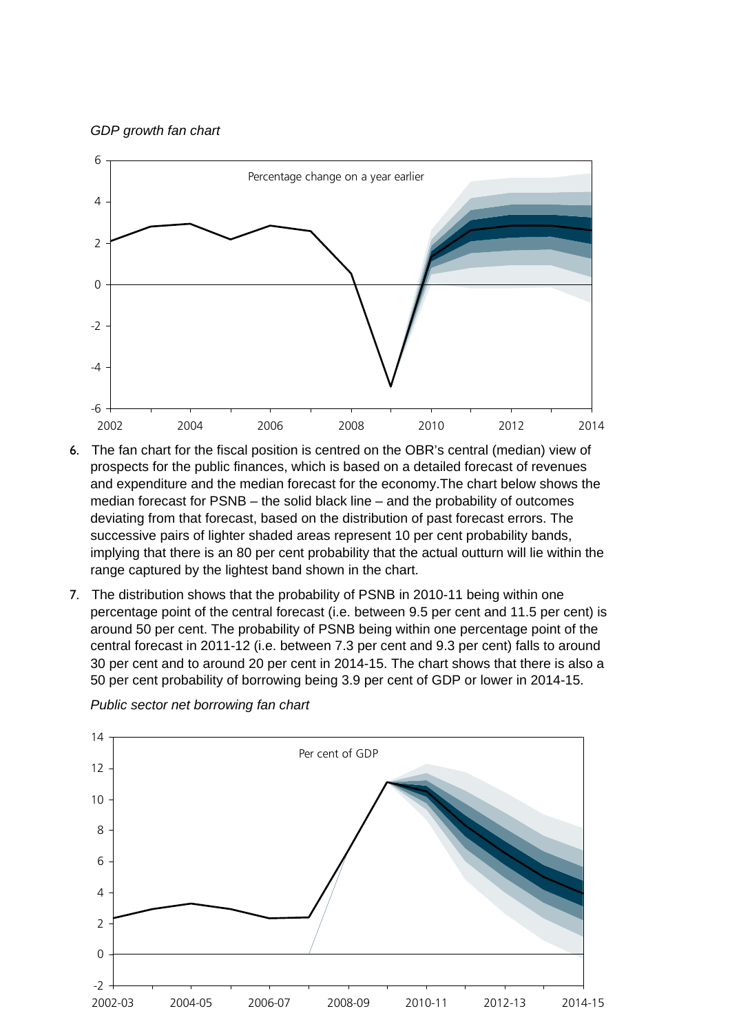*GDP growth fan chart*

Percentage change on a year earlier

6
4
2
0
-2
-4
-6

2002 2004 2006 2008 2010 2012 2014

6. The fan chart for the fiscal position is centred on the OBR's central (median) view of prospects for the public finances, which is based on a detailed forecast of revenues and expenditure and the median forecast for the economy.The chart below shows the median forecast for PSNB – the solid black line – and the probability of outcomes deviating from that forecast, based on the distribution of past forecast errors. The successive pairs of lighter shaded areas represent 10 per cent probability bands, implying that there is an 80 per cent probability that the actual outturn will lie within the range captured by the lightest band shown in the chart.

7. The distribution shows that the probability of PSNB in 2010-11 being within one percentage point of the central forecast (i.e. between 9.5 per cent and 11.5 per cent) is around 50 per cent. The probability of PSNB being within one percentage point of the central forecast in 2011-12 (i.e. between 7.3 per cent and 9.3 per cent) falls to around 30 per cent and to around 20 per cent in 2014-15. The chart shows that there is also a 50 per cent probability of borrowing being 3.9 per cent of GDP or lower in 2014-15.

*Public sector net borrowing fan chart*

Per cent of GDP

14
12
10
8
6
4
2
0
-2

2002-03 2004-05 2006-07 2008-09 2010-11 2012-13 2014-15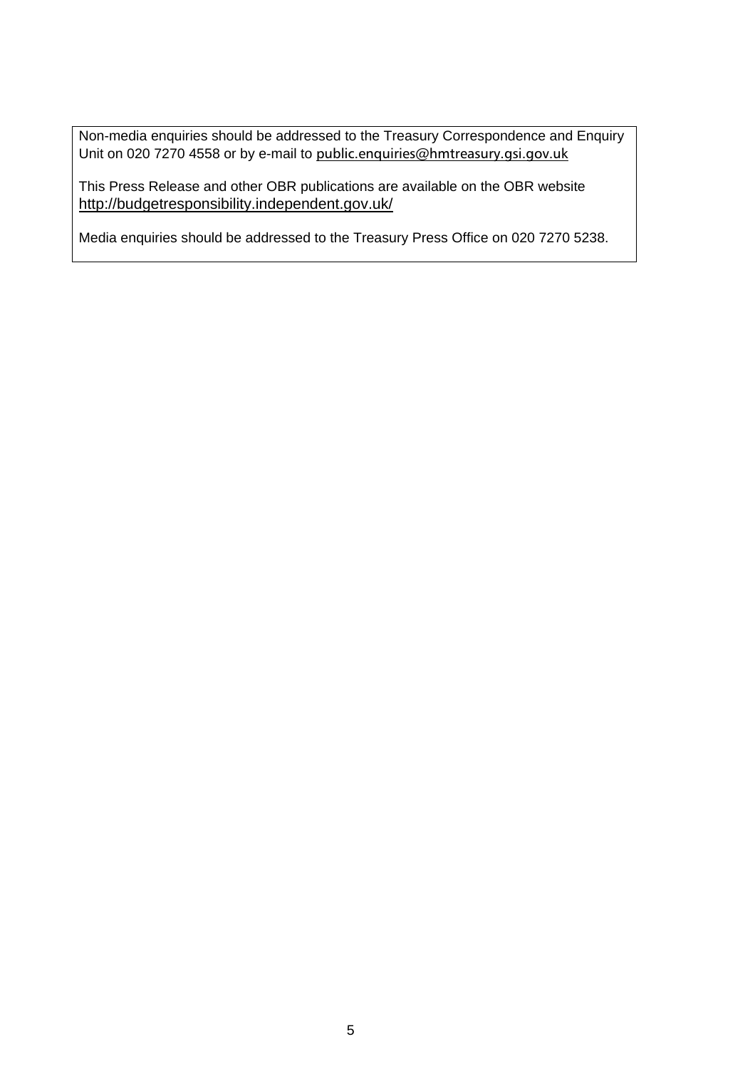Non-media enquiries should be addressed to the Treasury Correspondence and Enquiry Unit on 020 7270 4558 or by e-mail to public.enquiries@hmtreasury.gsi.gov.uk

This Press Release and other OBR publications are available on the OBR website http://budgetresponsibility.independent.gov.uk/

Media enquiries should be addressed to the Treasury Press Office on 020 7270 5238.